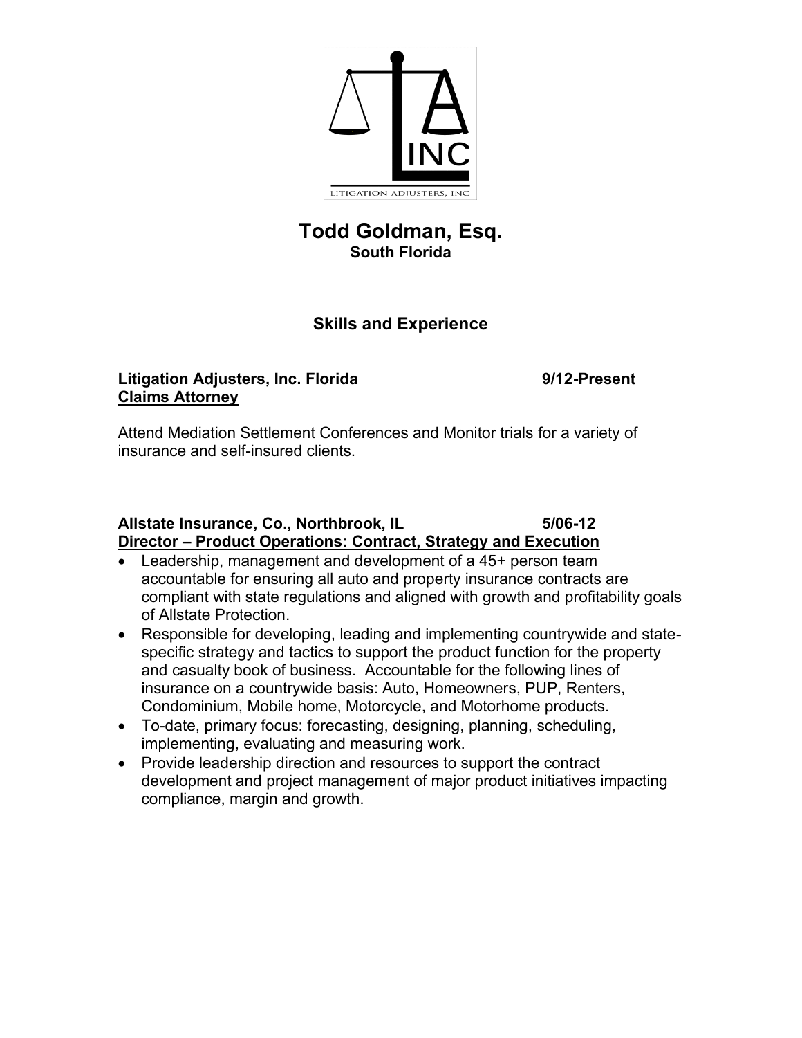LITIGATION ADJUSTERS, INC

# Todd Goldman, Esq.

**South Florida**

## Skills and Experience

**Litigation Adjusters, Inc. Florida** **9/12-Present**
**Claims Attorney**

Attend Mediation Settlement Conferences and Monitor trials for a variety of insurance and self-insured clients.

**Allstate Insurance, Co., Northbrook, IL** **5/06-12**
**Director – Product Operations: Contract, Strategy and Execution**

- Leadership, management and development of a 45+ person team accountable for ensuring all auto and property insurance contracts are compliant with state regulations and aligned with growth and profitability goals of Allstate Protection.
- Responsible for developing, leading and implementing countrywide and state-specific strategy and tactics to support the product function for the property and casualty book of business. Accountable for the following lines of insurance on a countrywide basis: Auto, Homeowners, PUP, Renters, Condominium, Mobile home, Motorcycle, and Motorhome products.
- To-date, primary focus: forecasting, designing, planning, scheduling, implementing, evaluating and measuring work.
- Provide leadership direction and resources to support the contract development and project management of major product initiatives impacting compliance, margin and growth.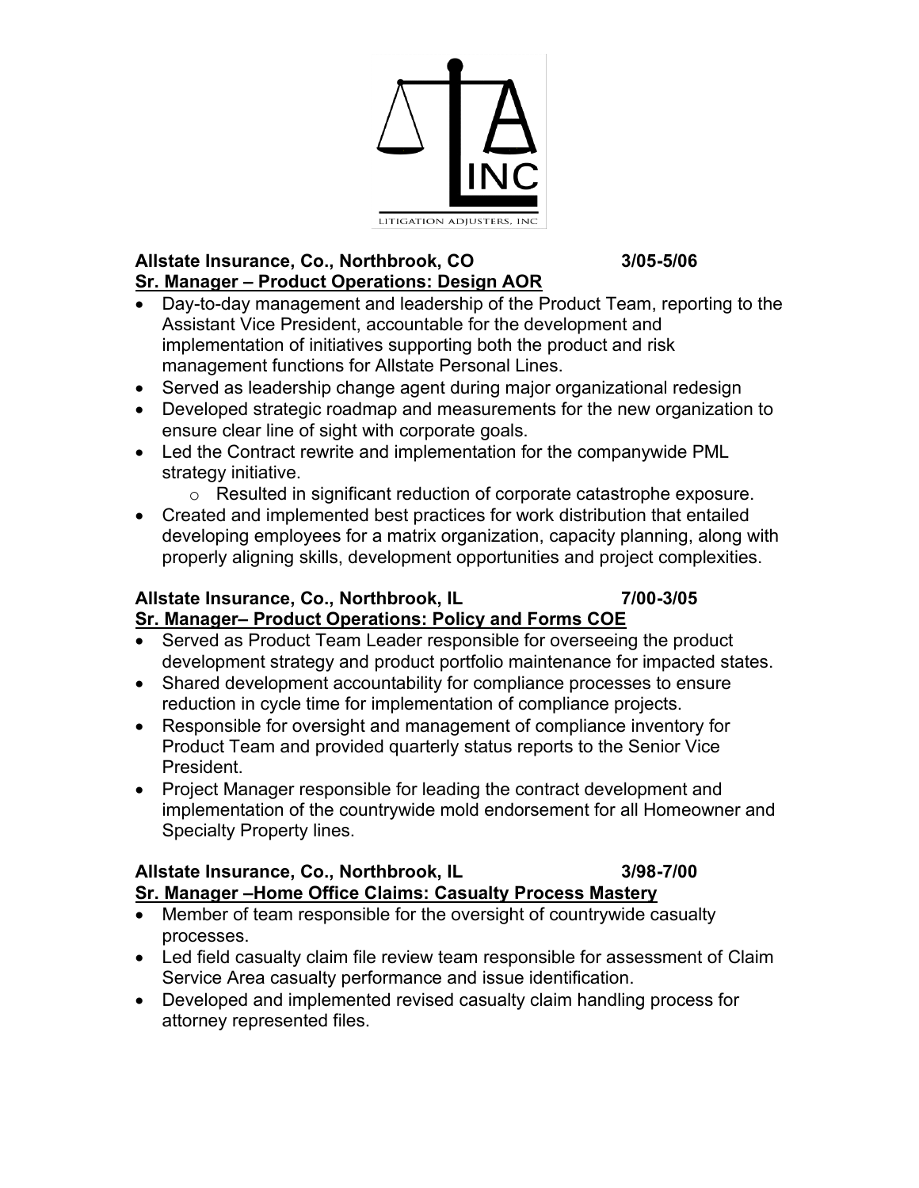**Allstate Insurance, Co., Northbrook, CO 3/05-5/06**
**Sr. Manager – Product Operations: Design AOR**

- Day-to-day management and leadership of the Product Team, reporting to the Assistant Vice President, accountable for the development and implementation of initiatives supporting both the product and risk management functions for Allstate Personal Lines.
- Served as leadership change agent during major organizational redesign
- Developed strategic roadmap and measurements for the new organization to ensure clear line of sight with corporate goals.
- Led the Contract rewrite and implementation for the companywide PML strategy initiative.
    - Resulted in significant reduction of corporate catastrophe exposure.
- Created and implemented best practices for work distribution that entailed developing employees for a matrix organization, capacity planning, along with properly aligning skills, development opportunities and project complexities.

**Allstate Insurance, Co., Northbrook, IL 7/00-3/05**
**Sr. Manager– Product Operations: Policy and Forms COE**

- Served as Product Team Leader responsible for overseeing the product development strategy and product portfolio maintenance for impacted states.
- Shared development accountability for compliance processes to ensure reduction in cycle time for implementation of compliance projects.
- Responsible for oversight and management of compliance inventory for Product Team and provided quarterly status reports to the Senior Vice President.
- Project Manager responsible for leading the contract development and implementation of the countrywide mold endorsement for all Homeowner and Specialty Property lines.

**Allstate Insurance, Co., Northbrook, IL 3/98-7/00**
**Sr. Manager –Home Office Claims: Casualty Process Mastery**

- Member of team responsible for the oversight of countrywide casualty processes.
- Led field casualty claim file review team responsible for assessment of Claim Service Area casualty performance and issue identification.
- Developed and implemented revised casualty claim handling process for attorney represented files.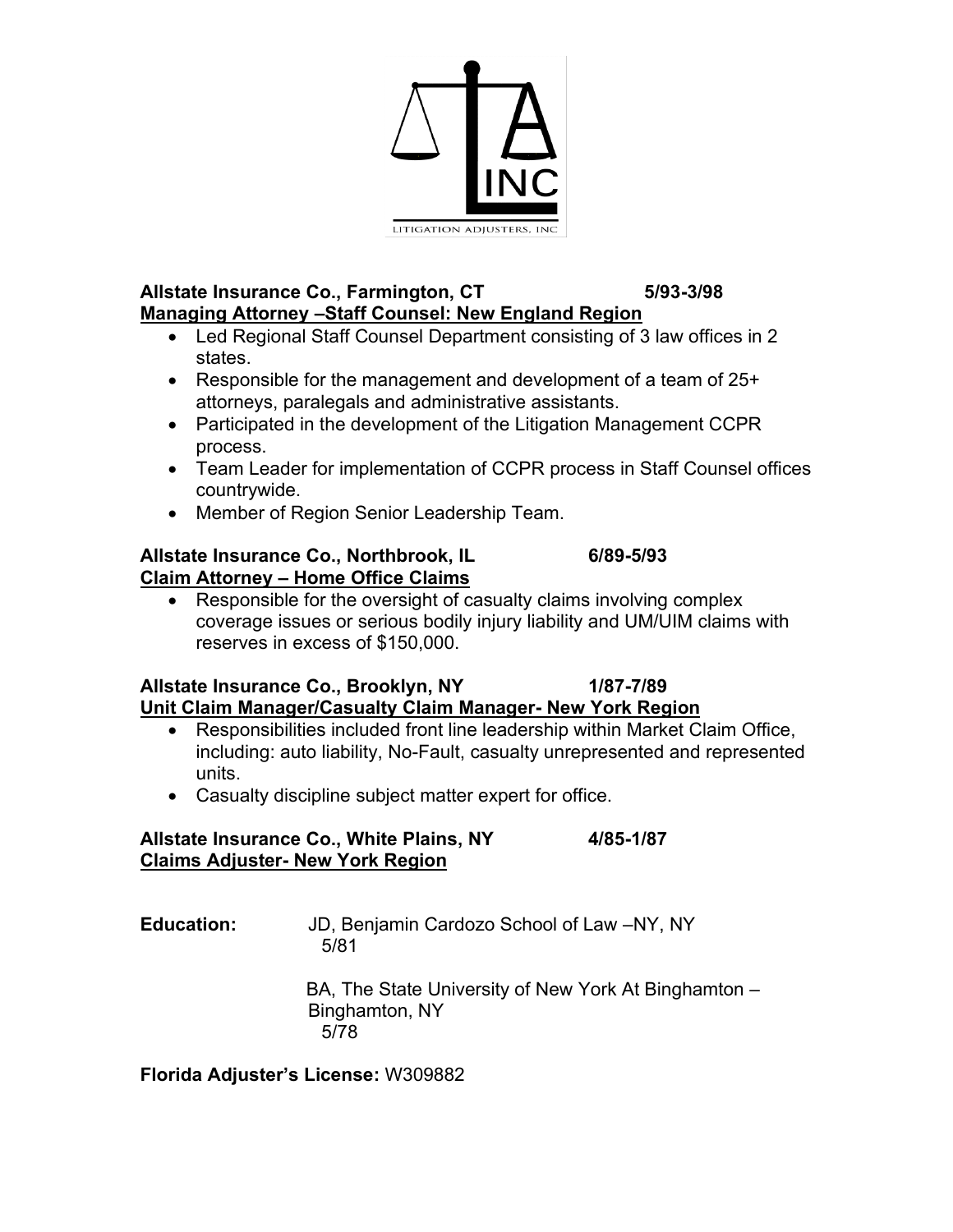**Allstate Insurance Co., Farmington, CT 5/93-3/98**
**Managing Attorney –Staff Counsel: New England Region**

- Led Regional Staff Counsel Department consisting of 3 law offices in 2 states.
- Responsible for the management and development of a team of 25+ attorneys, paralegals and administrative assistants.
- Participated in the development of the Litigation Management CCPR process.
- Team Leader for implementation of CCPR process in Staff Counsel offices countrywide.
- Member of Region Senior Leadership Team.

**Allstate Insurance Co., Northbrook, IL 6/89-5/93**
**Claim Attorney – Home Office Claims**

- Responsible for the oversight of casualty claims involving complex coverage issues or serious bodily injury liability and UM/UIM claims with reserves in excess of $150,000.

**Allstate Insurance Co., Brooklyn, NY 1/87-7/89**
**Unit Claim Manager/Casualty Claim Manager- New York Region**

- Responsibilities included front line leadership within Market Claim Office, including: auto liability, No-Fault, casualty unrepresented and represented units.
- Casualty discipline subject matter expert for office.

**Allstate Insurance Co., White Plains, NY 4/85-1/87**
**Claims Adjuster- New York Region**

**Education:** JD, Benjamin Cardozo School of Law –NY, NY
5/81

BA, The State University of New York At Binghamton – Binghamton, NY
5/78

**Florida Adjuster's License:** W309882